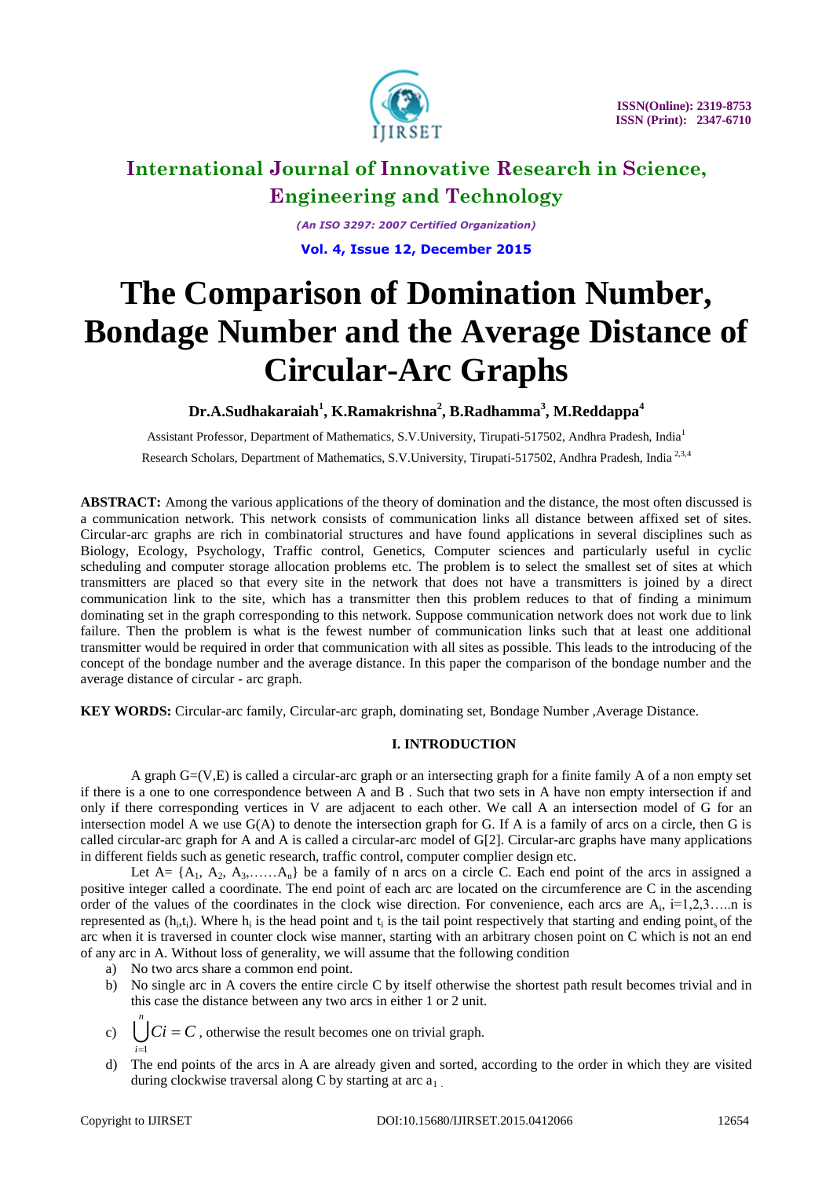# The Comparison of Domination Number, Bondage Number and the Average Distance of Circular-Arc Graphs

**Dr.A.Sudhakaraiah[1], K.Ramakrishna[2], B.Radhamma[3], M.Reddappa[4]**

Assistant Professor, Department of Mathematics, S.V.University, Tirupati-517502, Andhra Pradesh, India[1]

Research Scholars, Department of Mathematics, S.V.University, Tirupati-517502, Andhra Pradesh, India [2,3,4]

**ABSTRACT:** Among the various applications of the theory of domination and the distance, the most often discussed is a communication network. This network consists of communication links all distance between affixed set of sites. Circular-arc graphs are rich in combinatorial structures and have found applications in several disciplines such as Biology, Ecology, Psychology, Traffic control, Genetics, Computer sciences and particularly useful in cyclic scheduling and computer storage allocation problems etc. The problem is to select the smallest set of sites at which transmitters are placed so that every site in the network that does not have a transmitters is joined by a direct communication link to the site, which has a transmitter then this problem reduces to that of finding a minimum dominating set in the graph corresponding to this network. Suppose communication network does not work due to link failure. Then the problem is what is the fewest number of communication links such that at least one additional transmitter would be required in order that communication with all sites as possible. This leads to the introducing of the concept of the bondage number and the average distance. In this paper the comparison of the bondage number and the average distance of circular - arc graph.

**KEY WORDS:** Circular-arc family, Circular-arc graph, dominating set, Bondage Number ,Average Distance.

## I. INTRODUCTION

A graph G=(V,E) is called a circular-arc graph or an intersecting graph for a finite family A of a non empty set if there is a one to one correspondence between A and B . Such that two sets in A have non empty intersection if and only if there corresponding vertices in V are adjacent to each other. We call A an intersection model of G for an intersection model A we use G(A) to denote the intersection graph for G. If A is a family of arcs on a circle, then G is called circular-arc graph for A and A is called a circular-arc model of G[2]. Circular-arc graphs have many applications in different fields such as genetic research, traffic control, computer complier design etc.

Let $A = \{A_1, A_2, A_3, \ldots\ldots A_n\}$ be a family of n arcs on a circle C. Each end point of the arcs in assigned a positive integer called a coordinate. The end point of each arc are located on the circumference are C in the ascending order of the values of the coordinates in the clock wise direction. For convenience, each arcs are $A_i$, i=1,2,3…..n is represented as $(h_i,t_i)$. Where $h_i$ is the head point and $t_i$ is the tail point respectively that starting and ending point$_s$ of the arc when it is traversed in counter clock wise manner, starting with an arbitrary chosen point on C which is not an end of any arc in A. Without loss of generality, we will assume that the following condition

a) No two arcs share a common end point.

b) No single arc in A covers the entire circle C by itself otherwise the shortest path result becomes trivial and in this case the distance between any two arcs in either 1 or 2 unit.

c) $\bigcup_{i=1}^{n} Ci = C$ , otherwise the result becomes one on trivial graph.

d) The end points of the arcs in A are already given and sorted, according to the order in which they are visited during clockwise traversal along C by starting at arc $a_1$ .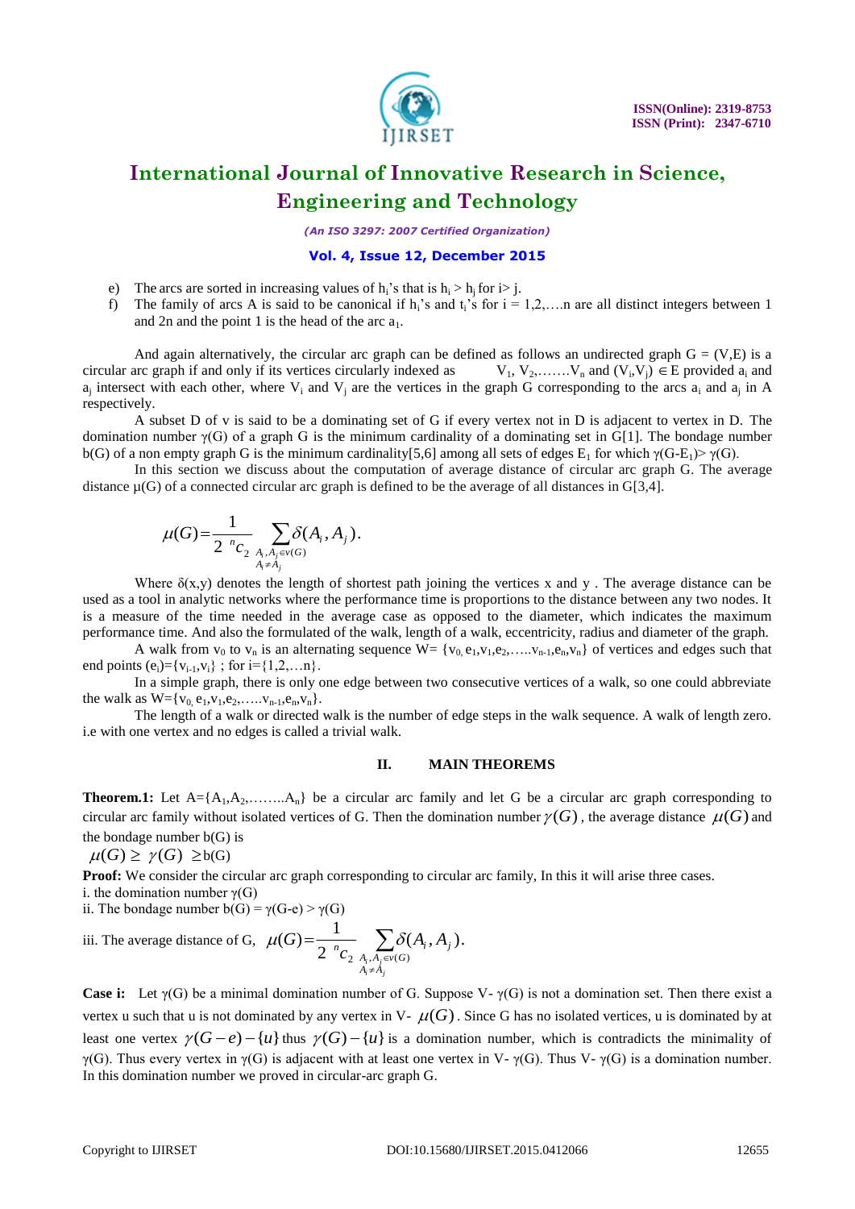e) The arcs are sorted in increasing values of $h_i$'s that is $h_i > h_j$ for i> j.

f) The family of arcs A is said to be canonical if $h_i$'s and $t_i$'s for i = 1,2,….n are all distinct integers between 1 and 2n and the point 1 is the head of the arc $a_1$.

And again alternatively, the circular arc graph can be defined as follows an undirected graph G = (V,E) is a circular arc graph if and only if its vertices circularly indexed as $V_1$, $V_2$,…….$V_n$ and $(V_i,V_j) \in E$ provided $a_i$ and $a_j$ intersect with each other, where $V_i$ and $V_j$ are the vertices in the graph G corresponding to the arcs $a_i$ and $a_j$ in A respectively.

A subset D of v is said to be a dominating set of G if every vertex not in D is adjacent to vertex in D. The domination number γ(G) of a graph G is the minimum cardinality of a dominating set in G[1]. The bondage number b(G) of a non empty graph G is the minimum cardinality[5,6] among all sets of edges $E_1$ for which $\gamma(G-E_1) > \gamma(G)$.

In this section we discuss about the computation of average distance of circular arc graph G. The average distance μ(G) of a connected circular arc graph is defined to be the average of all distances in G[3,4].

$$\mu(G) = \frac{1}{2\ {}^{n}c_2} \sum_{\substack{A_i, A_j \in v(G) \\ A_i \neq A_j}} \delta(A_i, A_j).$$

Where δ(x,y) denotes the length of shortest path joining the vertices x and y . The average distance can be used as a tool in analytic networks where the performance time is proportions to the distance between any two nodes. It is a measure of the time needed in the average case as opposed to the diameter, which indicates the maximum performance time. And also the formulated of the walk, length of a walk, eccentricity, radius and diameter of the graph.

A walk from $v_0$ to $v_n$ is an alternating sequence W= $\{v_0, e_1, v_1, e_2, \ldots v_{n-1}, e_n, v_n\}$ of vertices and edges such that end points $(e_i)=\{v_{i-1}, v_i\}$ ; for i={1,2,…n}.

In a simple graph, there is only one edge between two consecutive vertices of a walk, so one could abbreviate the walk as W=$\{v_0, e_1, v_1, e_2, \ldots v_{n-1}, e_n, v_n\}$.

The length of a walk or directed walk is the number of edge steps in the walk sequence. A walk of length zero. i.e with one vertex and no edges is called a trivial walk.

## II. MAIN THEOREMS

**Theorem.1:** Let A=$\{A_1, A_2, \ldots A_n\}$ be a circular arc family and let G be a circular arc graph corresponding to circular arc family without isolated vertices of G. Then the domination number $\gamma(G)$, the average distance $\mu(G)$ and the bondage number b(G) is

$\mu(G) \geq \gamma(G) \geq$ b(G)

**Proof:** We consider the circular arc graph corresponding to circular arc family, In this it will arise three cases.

i. the domination number γ(G)

ii. The bondage number b(G) = γ(G-e) > γ(G)

iii. The average distance of G, $\mu(G) = \frac{1}{2\ {}^{n}c_2} \sum_{\substack{A_i, A_j \in v(G) \\ A_i \neq A_j}} \delta(A_i, A_j).$

**Case i:** Let γ(G) be a minimal domination number of G. Suppose V- γ(G) is not a domination set. Then there exist a vertex u such that u is not dominated by any vertex in V- $\mu(G)$. Since G has no isolated vertices, u is dominated by at least one vertex $\gamma(G-e)-\{u\}$ thus $\gamma(G)-\{u\}$ is a domination number, which is contradicts the minimality of γ(G). Thus every vertex in γ(G) is adjacent with at least one vertex in V- γ(G). Thus V- γ(G) is a domination number. In this domination number we proved in circular-arc graph G.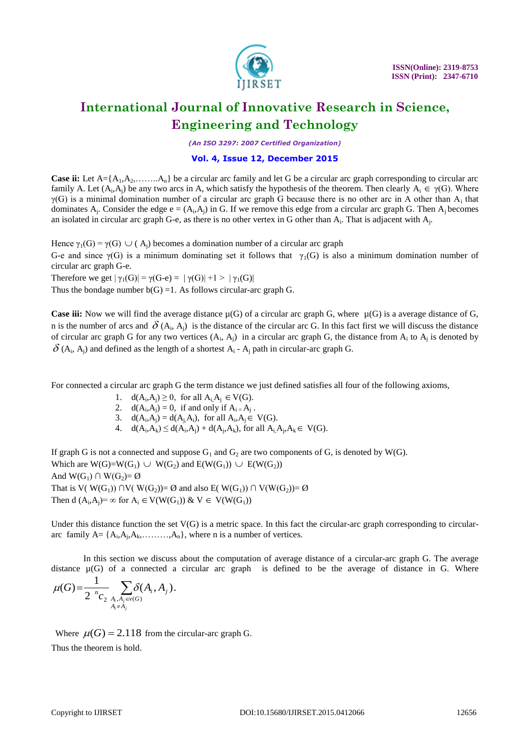**Case ii:** Let $A=\{A_1,A_2,\ldots\ldots A_n\}$ be a circular arc family and let G be a circular arc graph corresponding to circular arc family A. Let $(A_i,A_j)$ be any two arcs in A, which satisfy the hypothesis of the theorem. Then clearly $A_i \in \gamma(G)$. Where $\gamma(G)$ is a minimal domination number of a circular arc graph G because there is no other arc in A other than $A_i$ that dominates $A_j$. Consider the edge $e = (A_i,A_j)$ in G. If we remove this edge from a circular arc graph G. Then $A_j$ becomes an isolated in circular arc graph G-e, as there is no other vertex in G other than $A_i$. That is adjacent with $A_j$.

Hence $\gamma_1(G) = \gamma(G) \cup (A_j)$ becomes a domination number of a circular arc graph G-e and since $\gamma(G)$ is a minimum dominating set it follows that $\gamma_1(G)$ is also a minimum domination number of circular arc graph G-e.

Therefore we get $|\gamma_1(G)| = \gamma(G\text{-}e) = |\gamma(G)| +1 > |\gamma_1(G)|$

Thus the bondage number b(G) =1. As follows circular-arc graph G.

**Case iii:** Now we will find the average distance $\mu(G)$ of a circular arc graph G, where $\mu(G)$ is a average distance of G, n is the number of arcs and $\delta(A_i, A_j)$ is the distance of the circular arc G. In this fact first we will discuss the distance of circular arc graph G for any two vertices $(A_i, A_j)$ in a circular arc graph G, the distance from $A_i$ to $A_j$ is denoted by $\delta(A_i, A_j)$ and defined as the length of a shortest $A_i$ - $A_j$ path in circular-arc graph G.

For connected a circular arc graph G the term distance we just defined satisfies all four of the following axioms,

1. $d(A_i,A_j) \geq 0$, for all $A_i, A_j \in V(G)$.
2. $d(A_i,A_j) = 0$, if and only if $A_i = A_j$.
3. $d(A_i,A_j) = d(A_j,A_i)$, for all $A_i,A_j \in V(G)$.
4. $d(A_i,A_k) \leq d(A_i,A_j) + d(A_j,A_k)$, for all $A_i,A_j,A_k \in V(G)$.

If graph G is not a connected and suppose $G_1$ and $G_2$ are two components of G, is denoted by W(G).
Which are $W(G)=W(G_1) \cup W(G_2)$ and $E(W(G_1)) \cup E(W(G_2))$
And $W(G_1) \cap W(G_2)= \varnothing$
That is $V(W(G_1)) \cap V(W(G_2))= \varnothing$ and also $E(W(G_1)) \cap V(W(G_2))= \varnothing$
Then $d(A_i,A_j)= \infty$ for $A_i \in V(W(G_1))$ & $V \in V(W(G_1))$

Under this distance function the set V(G) is a metric space. In this fact the circular-arc graph corresponding to circular-arc family $A= \{A_i,A_j,A_k,\ldots\ldots\ldots,A_n\}$, where n is a number of vertices.

In this section we discuss about the computation of average distance of a circular-arc graph G. The average distance $\mu(G)$ of a connected a circular arc graph is defined to be the average of distance in G. Where

$$\mu(G)=\frac{1}{2\ {}^{n}c_2}\sum_{\substack{A_i,A_j\in v(G)\\ A_i\neq A_j}}\delta(A_i,A_j).$$

Where $\mu(G) = 2.118$ from the circular-arc graph G.

Thus the theorem is hold.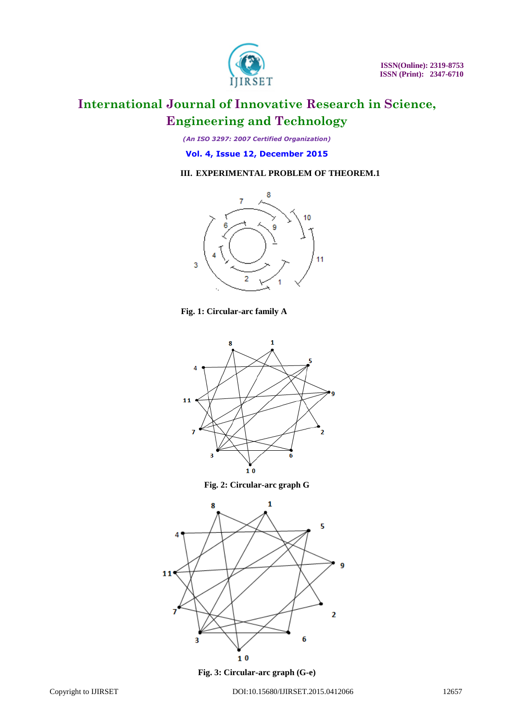### III. EXPERIMENTAL PROBLEM OF THEOREM.1

Fig. 1: Circular-arc family A

Fig. 2: Circular-arc graph G

Fig. 3: Circular-arc graph (G-e)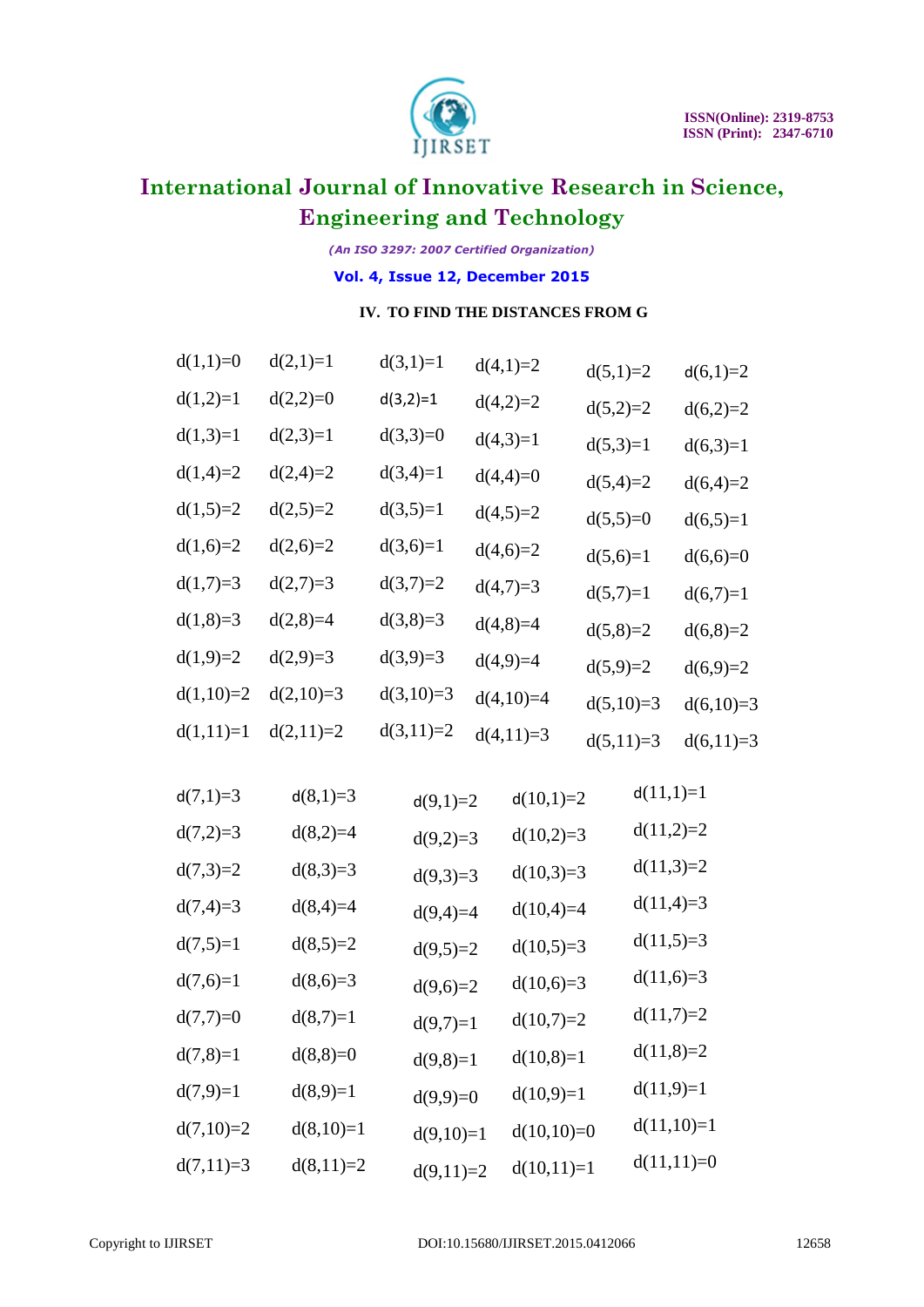### IV. TO FIND THE DISTANCES FROM G

| | | | | | |
|---|---|---|---|---|---|
| d(1,1)=0 | d(2,1)=1 | d(3,1)=1 | d(4,1)=2 | d(5,1)=2 | d(6,1)=2 |
| d(1,2)=1 | d(2,2)=0 | d(3,2)=1 | d(4,2)=2 | d(5,2)=2 | d(6,2)=2 |
| d(1,3)=1 | d(2,3)=1 | d(3,3)=0 | d(4,3)=1 | d(5,3)=1 | d(6,3)=1 |
| d(1,4)=2 | d(2,4)=2 | d(3,4)=1 | d(4,4)=0 | d(5,4)=2 | d(6,4)=2 |
| d(1,5)=2 | d(2,5)=2 | d(3,5)=1 | d(4,5)=2 | d(5,5)=0 | d(6,5)=1 |
| d(1,6)=2 | d(2,6)=2 | d(3,6)=1 | d(4,6)=2 | d(5,6)=1 | d(6,6)=0 |
| d(1,7)=3 | d(2,7)=3 | d(3,7)=2 | d(4,7)=3 | d(5,7)=1 | d(6,7)=1 |
| d(1,8)=3 | d(2,8)=4 | d(3,8)=3 | d(4,8)=4 | d(5,8)=2 | d(6,8)=2 |
| d(1,9)=2 | d(2,9)=3 | d(3,9)=3 | d(4,9)=4 | d(5,9)=2 | d(6,9)=2 |
| d(1,10)=2 | d(2,10)=3 | d(3,10)=3 | d(4,10)=4 | d(5,10)=3 | d(6,10)=3 |
| d(1,11)=1 | d(2,11)=2 | d(3,11)=2 | d(4,11)=3 | d(5,11)=3 | d(6,11)=3 |

| | | | | |
|---|---|---|---|---|
| d(7,1)=3 | d(8,1)=3 | d(9,1)=2 | d(10,1)=2 | d(11,1)=1 |
| d(7,2)=3 | d(8,2)=4 | d(9,2)=3 | d(10,2)=3 | d(11,2)=2 |
| d(7,3)=2 | d(8,3)=3 | d(9,3)=3 | d(10,3)=3 | d(11,3)=2 |
| d(7,4)=3 | d(8,4)=4 | d(9,4)=4 | d(10,4)=4 | d(11,4)=3 |
| d(7,5)=1 | d(8,5)=2 | d(9,5)=2 | d(10,5)=3 | d(11,5)=3 |
| d(7,6)=1 | d(8,6)=3 | d(9,6)=2 | d(10,6)=3 | d(11,6)=3 |
| d(7,7)=0 | d(8,7)=1 | d(9,7)=1 | d(10,7)=2 | d(11,7)=2 |
| d(7,8)=1 | d(8,8)=0 | d(9,8)=1 | d(10,8)=1 | d(11,8)=2 |
| d(7,9)=1 | d(8,9)=1 | d(9,9)=0 | d(10,9)=1 | d(11,9)=1 |
| d(7,10)=2 | d(8,10)=1 | d(9,10)=1 | d(10,10)=0 | d(11,10)=1 |
| d(7,11)=3 | d(8,11)=2 | d(9,11)=2 | d(10,11)=1 | d(11,11)=0 |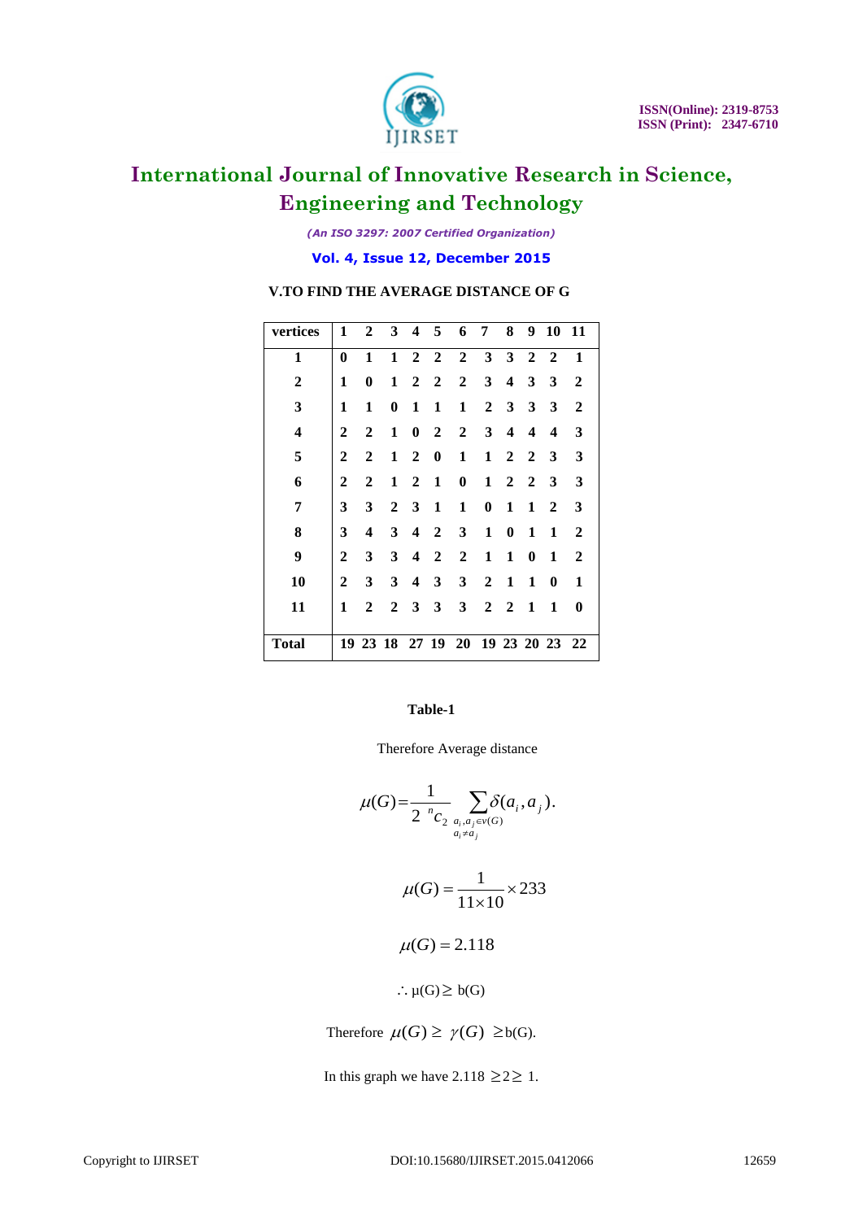### V.TO FIND THE AVERAGE DISTANCE OF G

| vertices | 1 | 2 | 3 | 4 | 5 | 6 | 7 | 8 | 9 | 10 | 11 |
|---|---|---|---|---|---|---|---|---|---|---|---|
| **1** | **0** | **1** | **1** | **2** | **2** | **2** | **3** | **3** | **2** | **2** | **1** |
| **2** | **1** | **0** | **1** | **2** | **2** | **2** | **3** | **4** | **3** | **3** | **2** |
| **3** | **1** | **1** | **0** | **1** | **1** | **1** | **2** | **3** | **3** | **3** | **2** |
| **4** | **2** | **2** | **1** | **0** | **2** | **2** | **3** | **4** | **4** | **4** | **3** |
| **5** | **2** | **2** | **1** | **2** | **0** | **1** | **1** | **2** | **2** | **3** | **3** |
| **6** | **2** | **2** | **1** | **2** | **1** | **0** | **1** | **2** | **2** | **3** | **3** |
| **7** | **3** | **3** | **2** | **3** | **1** | **1** | **0** | **1** | **1** | **2** | **3** |
| **8** | **3** | **4** | **3** | **4** | **2** | **3** | **1** | **0** | **1** | **1** | **2** |
| **9** | **2** | **3** | **3** | **4** | **2** | **2** | **1** | **1** | **0** | **1** | **2** |
| **10** | **2** | **3** | **3** | **4** | **3** | **3** | **2** | **1** | **1** | **0** | **1** |
| **11** | **1** | **2** | **2** | **3** | **3** | **3** | **2** | **2** | **1** | **1** | **0** |
| **Total** | **19** | **23** | **18** | **27** | **19** | **20** | **19** | **23** | **20** | **23** | **22** |

**Table-1**

Therefore Average distance

$$\mu(G)=\frac{1}{2\ {}^{n}C_{2}}\sum_{\substack{a_i,a_j\in v(G)\\ a_i\neq a_j}}\delta(a_i,a_j).$$

$$\mu(G)=\frac{1}{11\times 10}\times 233$$

$$\mu(G)=2.118$$

$\therefore$ μ(G) ≥ b(G)

Therefore $\mu(G)\geq\ \gamma(G)\ \geq$ b(G).

In this graph we have 2.118 ≥2≥ 1.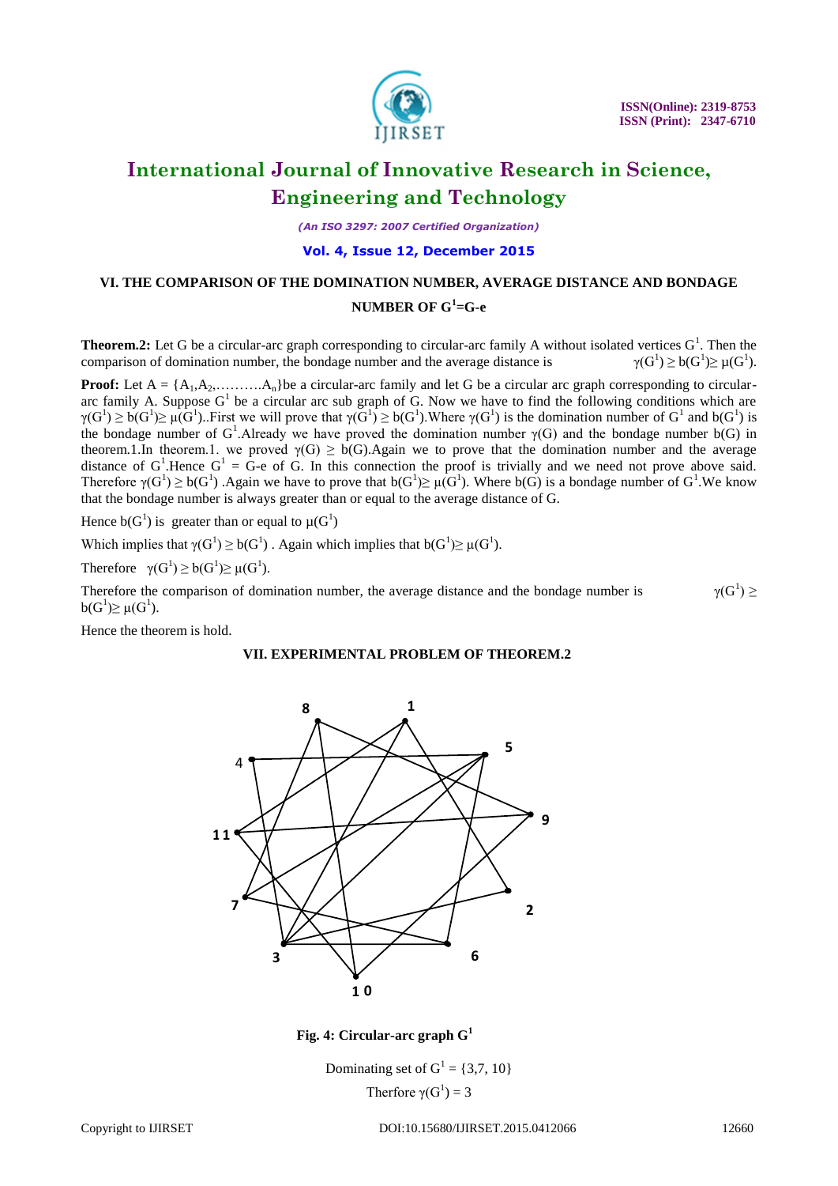## VI. THE COMPARISON OF THE DOMINATION NUMBER, AVERAGE DISTANCE AND BONDAGE NUMBER OF $G^1$=G-e

**Theorem.2:** Let G be a circular-arc graph corresponding to circular-arc family A without isolated vertices $G^1$. Then the comparison of domination number, the bondage number and the average distance is $\gamma(G^1) \geq b(G^1) \geq \mu(G^1)$.

**Proof:** Let A = {$A_1$,$A_2$,……….$A_n$}be a circular-arc family and let G be a circular arc graph corresponding to circular-arc family A. Suppose $G^1$ be a circular arc sub graph of G. Now we have to find the following conditions which are $\gamma(G^1) \geq b(G^1) \geq \mu(G^1)$..First we will prove that $\gamma(G^1) \geq b(G^1)$.Where $\gamma(G^1)$ is the domination number of $G^1$ and $b(G^1)$ is the bondage number of $G^1$.Already we have proved the domination number $\gamma(G)$ and the bondage number b(G) in theorem.1.In theorem.1. we proved $\gamma(G) \geq b(G)$.Again we to prove that the domination number and the average distance of $G^1$.Hence $G^1$ = G-e of G. In this connection the proof is trivially and we need not prove above said. Therefore $\gamma(G^1) \geq b(G^1)$ .Again we have to prove that $b(G^1) \geq \mu(G^1)$. Where b(G) is a bondage number of $G^1$.We know that the bondage number is always greater than or equal to the average distance of G.

Hence $b(G^1)$ is greater than or equal to $\mu(G^1)$

Which implies that $\gamma(G^1) \geq b(G^1)$ . Again which implies that $b(G^1) \geq \mu(G^1)$.

Therefore $\gamma(G^1) \geq b(G^1) \geq \mu(G^1)$.

Therefore the comparison of domination number, the average distance and the bondage number is $\gamma(G^1) \geq b(G^1) \geq \mu(G^1)$.

Hence the theorem is hold.

## VII. EXPERIMENTAL PROBLEM OF THEOREM.2

**Fig. 4: Circular-arc graph $G^1$**

Dominating set of $G^1$ = {3,7, 10}

Therfore $\gamma(G^1)$ = 3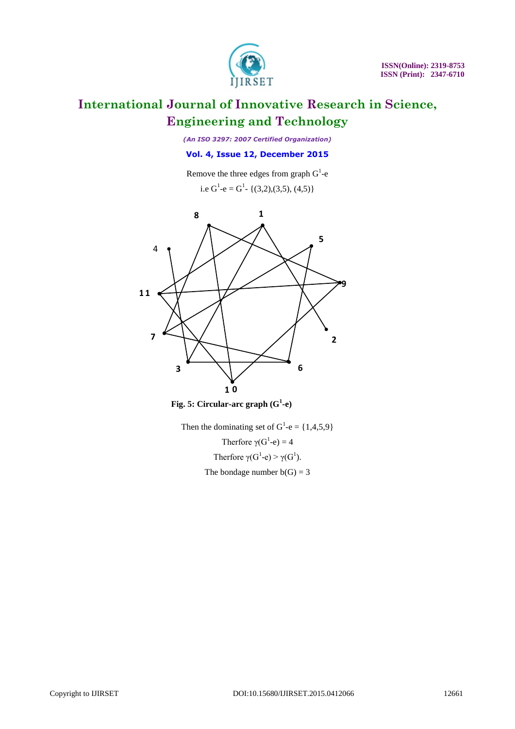Remove the three edges from graph $G^1$-e

i.e $G^1$-e = $G^1$- {(3,2),(3,5), (4,5)}

**Fig. 5: Circular-arc graph ($G^1$-e)**

Then the dominating set of $G^1$-e = {1,4,5,9}

Therfore $\gamma(G^1\text{-e}) = 4$

Therfore $\gamma(G^1\text{-e}) > \gamma(G^1)$.

The bondage number b(G) = 3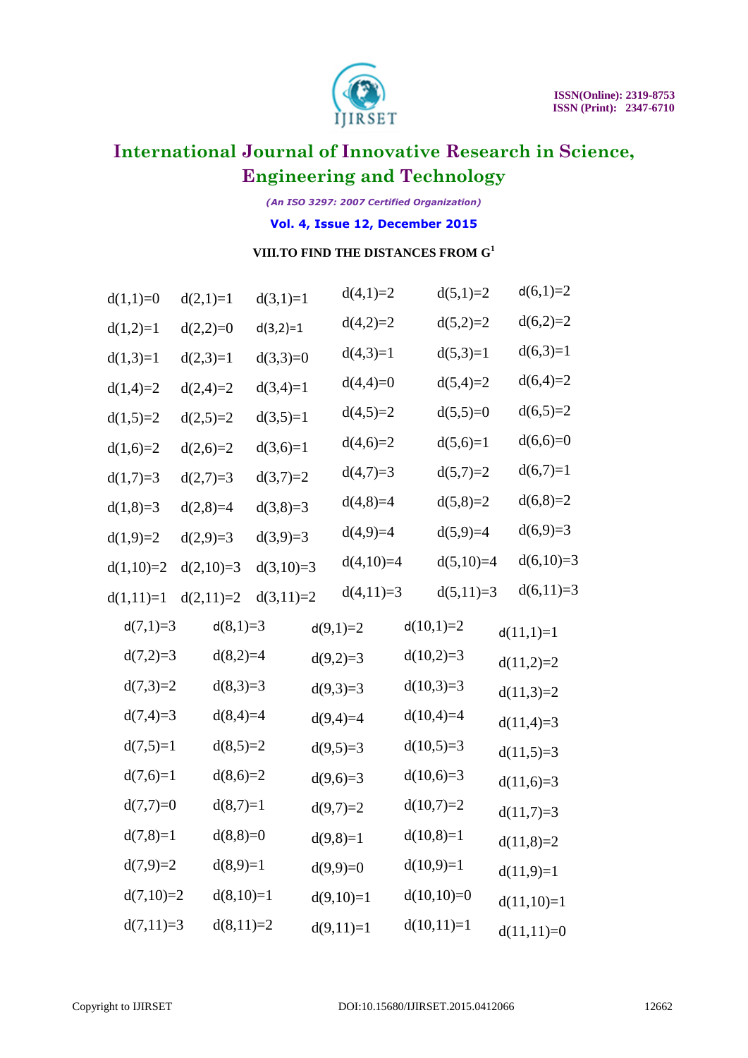## VIII.TO FIND THE DISTANCES FROM G[1]

| | | | | | |
|---|---|---|---|---|---|
| d(1,1)=0 | d(2,1)=1 | d(3,1)=1 | d(4,1)=2 | d(5,1)=2 | d(6,1)=2 |
| d(1,2)=1 | d(2,2)=0 | d(3,2)=1 | d(4,2)=2 | d(5,2)=2 | d(6,2)=2 |
| d(1,3)=1 | d(2,3)=1 | d(3,3)=0 | d(4,3)=1 | d(5,3)=1 | d(6,3)=1 |
| d(1,4)=2 | d(2,4)=2 | d(3,4)=1 | d(4,4)=0 | d(5,4)=2 | d(6,4)=2 |
| d(1,5)=2 | d(2,5)=2 | d(3,5)=1 | d(4,5)=2 | d(5,5)=0 | d(6,5)=2 |
| d(1,6)=2 | d(2,6)=2 | d(3,6)=1 | d(4,6)=2 | d(5,6)=1 | d(6,6)=0 |
| d(1,7)=3 | d(2,7)=3 | d(3,7)=2 | d(4,7)=3 | d(5,7)=2 | d(6,7)=1 |
| d(1,8)=3 | d(2,8)=4 | d(3,8)=3 | d(4,8)=4 | d(5,8)=2 | d(6,8)=2 |
| d(1,9)=2 | d(2,9)=3 | d(3,9)=3 | d(4,9)=4 | d(5,9)=4 | d(6,9)=3 |
| d(1,10)=2 | d(2,10)=3 | d(3,10)=3 | d(4,10)=4 | d(5,10)=4 | d(6,10)=3 |
| d(1,11)=1 | d(2,11)=2 | d(3,11)=2 | d(4,11)=3 | d(5,11)=3 | d(6,11)=3 |

| | | | | |
|---|---|---|---|---|
| d(7,1)=3 | d(8,1)=3 | d(9,1)=2 | d(10,1)=2 | d(11,1)=1 |
| d(7,2)=3 | d(8,2)=4 | d(9,2)=3 | d(10,2)=3 | d(11,2)=2 |
| d(7,3)=2 | d(8,3)=3 | d(9,3)=3 | d(10,3)=3 | d(11,3)=2 |
| d(7,4)=3 | d(8,4)=4 | d(9,4)=4 | d(10,4)=4 | d(11,4)=3 |
| d(7,5)=1 | d(8,5)=2 | d(9,5)=3 | d(10,5)=3 | d(11,5)=3 |
| d(7,6)=1 | d(8,6)=2 | d(9,6)=3 | d(10,6)=3 | d(11,6)=3 |
| d(7,7)=0 | d(8,7)=1 | d(9,7)=2 | d(10,7)=2 | d(11,7)=3 |
| d(7,8)=1 | d(8,8)=0 | d(9,8)=1 | d(10,8)=1 | d(11,8)=2 |
| d(7,9)=2 | d(8,9)=1 | d(9,9)=0 | d(10,9)=1 | d(11,9)=1 |
| d(7,10)=2 | d(8,10)=1 | d(9,10)=1 | d(10,10)=0 | d(11,10)=1 |
| d(7,11)=3 | d(8,11)=2 | d(9,11)=1 | d(10,11)=1 | d(11,11)=0 |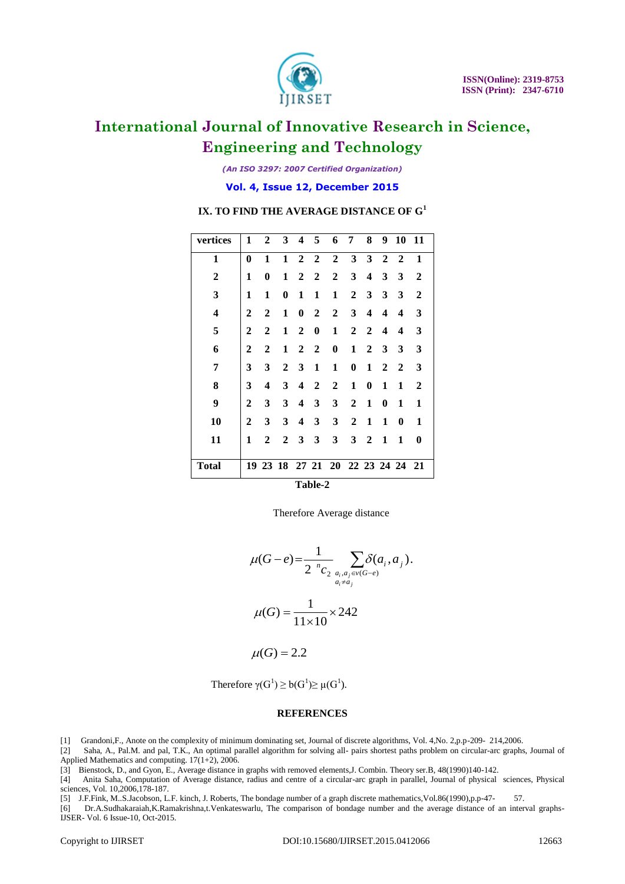## IX. TO FIND THE AVERAGE DISTANCE OF $G^1$

| vertices | 1 | 2 | 3 | 4 | 5 | 6 | 7 | 8 | 9 | 10 | 11 |
|---|---|---|---|---|---|---|---|---|---|---|---|
| **1** | **0** | **1** | **1** | **2** | **2** | **2** | **3** | **3** | **2** | **2** | **1** |
| **2** | **1** | **0** | **1** | **2** | **2** | **2** | **3** | **4** | **3** | **3** | **2** |
| **3** | **1** | **1** | **0** | **1** | **1** | **1** | **2** | **3** | **3** | **3** | **2** |
| **4** | **2** | **2** | **1** | **0** | **2** | **2** | **3** | **4** | **4** | **4** | **3** |
| **5** | **2** | **2** | **1** | **2** | **0** | **1** | **2** | **2** | **4** | **4** | **3** |
| **6** | **2** | **2** | **1** | **2** | **2** | **0** | **1** | **2** | **3** | **3** | **3** |
| **7** | **3** | **3** | **2** | **3** | **1** | **1** | **0** | **1** | **2** | **2** | **3** |
| **8** | **3** | **4** | **3** | **4** | **2** | **2** | **1** | **0** | **1** | **1** | **2** |
| **9** | **2** | **3** | **3** | **4** | **3** | **3** | **2** | **1** | **0** | **1** | **1** |
| **10** | **2** | **3** | **3** | **4** | **3** | **3** | **2** | **1** | **1** | **0** | **1** |
| **11** | **1** | **2** | **2** | **3** | **3** | **3** | **3** | **2** | **1** | **1** | **0** |
| **Total** | **19** | **23** | **18** | **27** | **21** | **20** | **22** | **23** | **24** | **24** | **21** |

**Table-2**

Therefore Average distance

$$\mu(G-e)=\frac{1}{2\ {}^{n}c_{2}}\sum_{\substack{a_i,a_j\in v(G-e)\\ a_i\neq a_j}}\delta(a_i,a_j).$$

$$\mu(G)=\frac{1}{11\times 10}\times 242$$

$$\mu(G)=2.2$$

Therefore $\gamma(G^1)\geq b(G^1)\geq \mu(G^1)$.

### REFERENCES

[1] Grandoni,F., Anote on the complexity of minimum dominating set, Journal of discrete algorithms, Vol. 4,No. 2,p.p-209- 214,2006.

[2] Saha, A., Pal.M. and pal, T.K., An optimal parallel algorithm for solving all- pairs shortest paths problem on circular-arc graphs, Journal of Applied Mathematics and computing. 17(1+2), 2006.

[3] Bienstock, D., and Gyon, E., Average distance in graphs with removed elements,J. Combin. Theory ser.B, 48(1990)140-142.

[4] Anita Saha, Computation of Average distance, radius and centre of a circular-arc graph in parallel, Journal of physical sciences, Physical sciences, Vol. 10,2006,178-187.

[5] J.F.Fink, M..S.Jacobson, L.F. kinch, J. Roberts, The bondage number of a graph discrete mathematics,Vol.86(1990),p.p-47- 57.

[6] Dr.A.Sudhakaraiah,K.Ramakrishna,t.Venkateswarlu, The comparison of bondage number and the average distance of an interval graphs- IJSER- Vol. 6 Issue-10, Oct-2015.